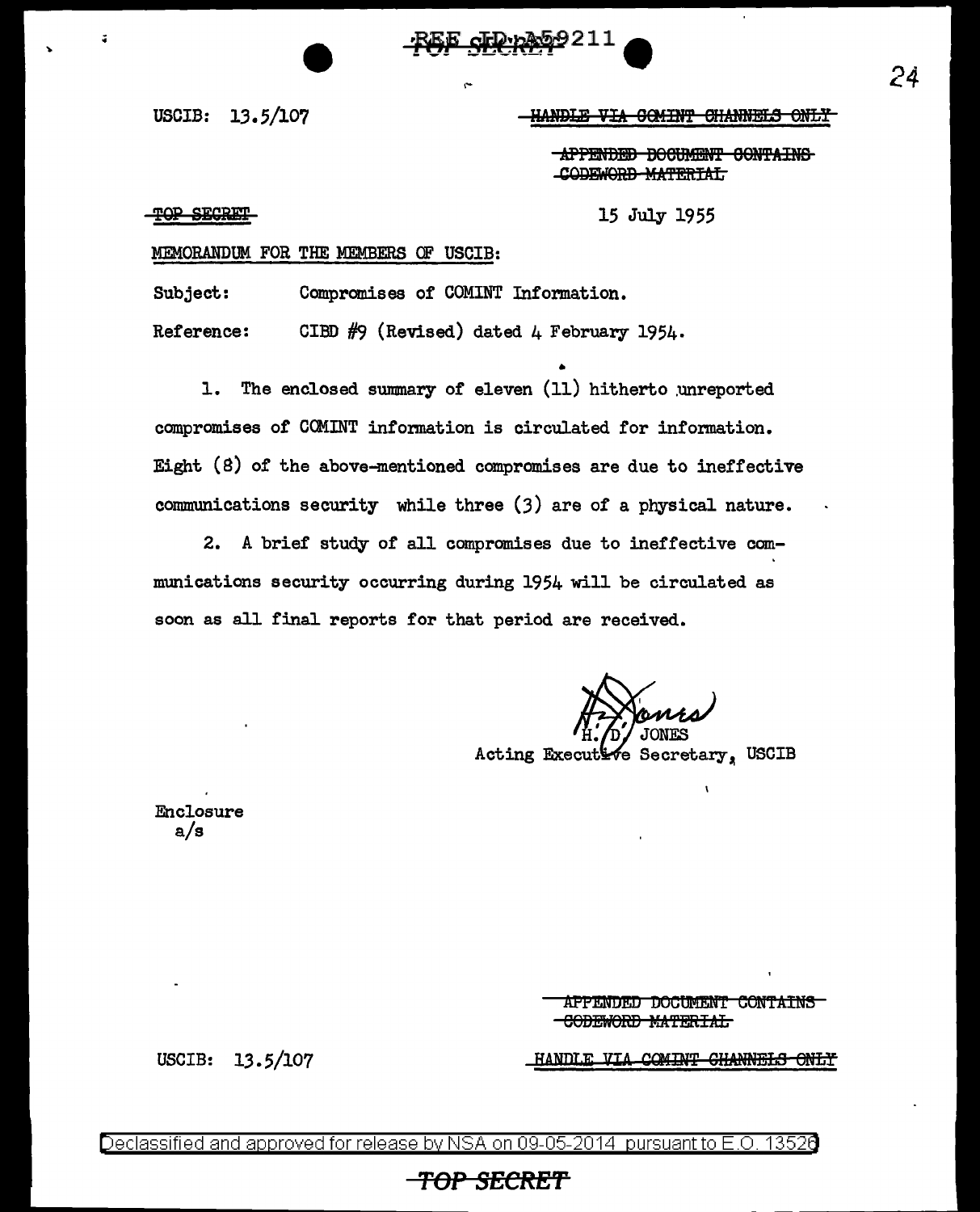REF ID:A59211

USCIB: 13.5/107

~~HANDLE VIA COMINT CHANNELS ONLY~~

~~APPENDED DOCUMENT CONTAINS CODEWORD MATERIAL~~

~~TOP SECRET~~

15 July 1955

MEMORANDUM FOR THE MEMBERS OF USCIB:

Subject: Compromises of COMINT Information.

Reference: CIBD #9 (Revised) dated 4 February 1954.

1. The enclosed summary of eleven (11) hitherto unreported compromises of COMINT information is circulated for information. Eight (8) of the above-mentioned compromises are due to ineffective communications security while three (3) are of a physical nature.

2. A brief study of all compromises due to ineffective communications security occurring during 1954 will be circulated as soon as all final reports for that period are received.

H. D. JONES
Acting Executive Secretary, USCIB

Enclosure
a/s

~~APPENDED DOCUMENT CONTAINS CODEWORD MATERIAL~~

USCIB: 13.5/107

~~HANDLE VIA COMINT CHANNELS ONLY~~

Declassified and approved for release by NSA on 09-05-2014 pursuant to E.O. 13526

~~TOP SECRET~~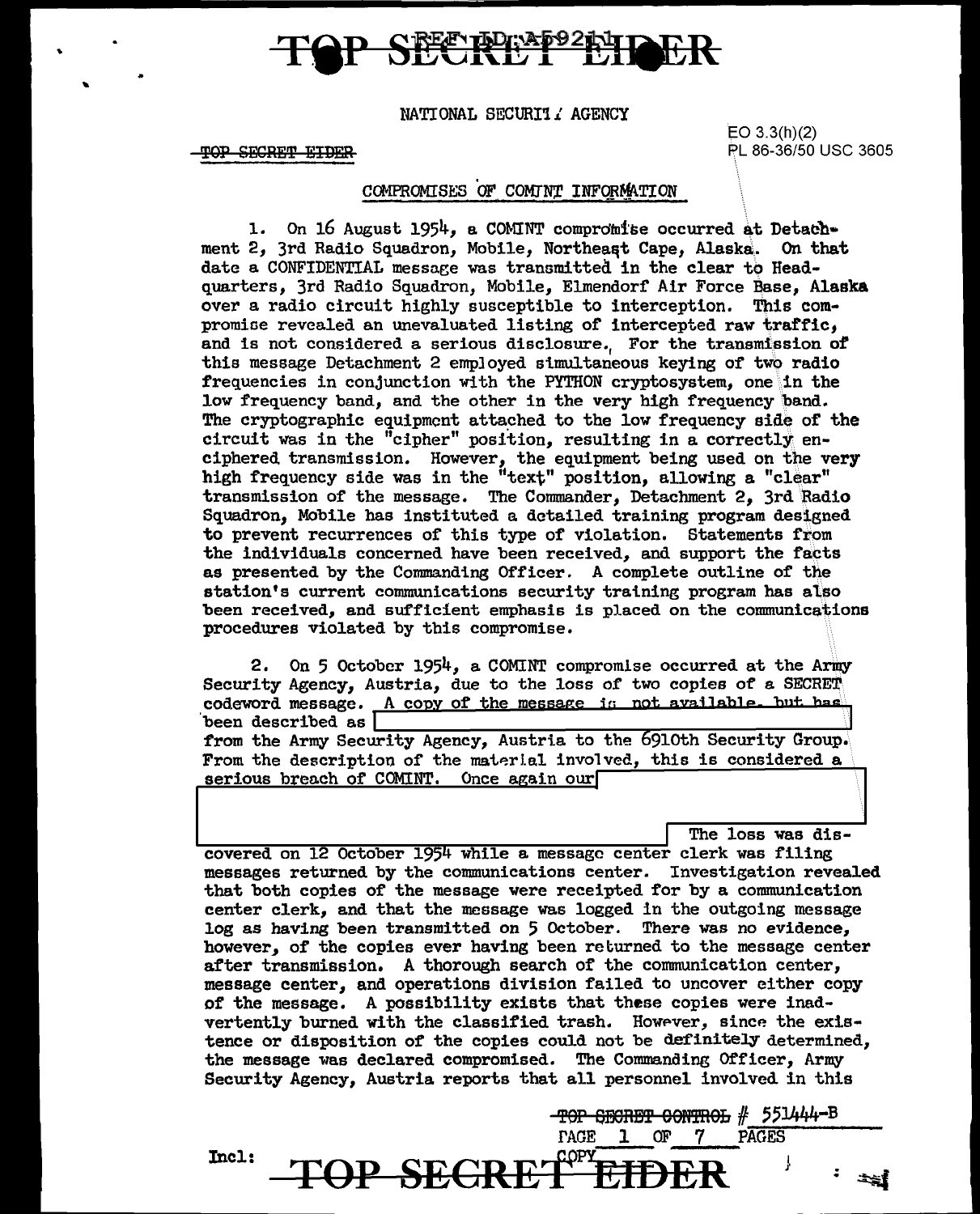TOP SECRET EIDER

NATIONAL SECURITY AGENCY

~~TOP SECRET EIDER~~

EO 3.3(h)(2)
PL 86-36/50 USC 3605

## COMPROMISES OF COMINT INFORMATION

1. On 16 August 1954, a COMINT compromise occurred at Detachment 2, 3rd Radio Squadron, Mobile, Northeast Cape, Alaska. On that date a CONFIDENTIAL message was transmitted in the clear to Headquarters, 3rd Radio Squadron, Mobile, Elmendorf Air Force Base, Alaska over a radio circuit highly susceptible to interception. This compromise revealed an unevaluated listing of intercepted raw traffic, and is not considered a serious disclosure. For the transmission of this message Detachment 2 employed simultaneous keying of two radio frequencies in conjunction with the PYTHON cryptosystem, one in the low frequency band, and the other in the very high frequency band. The cryptographic equipment attached to the low frequency side of the circuit was in the "cipher" position, resulting in a correctly enciphered transmission. However, the equipment being used on the very high frequency side was in the "text" position, allowing a "clear" transmission of the message. The Commander, Detachment 2, 3rd Radio Squadron, Mobile has instituted a detailed training program designed to prevent recurrences of this type of violation. Statements from the individuals concerned have been received, and support the facts as presented by the Commanding Officer. A complete outline of the station's current communications security training program has also been received, and sufficient emphasis is placed on the communications procedures violated by this compromise.

2. On 5 October 1954, a COMINT compromise occurred at the Army Security Agency, Austria, due to the loss of two copies of a SECRET codeword message. A copy of the message is not available, but has been described as [REDACTED] from the Army Security Agency, Austria to the 6910th Security Group. From the description of the material involved, this is considered a serious breach of COMINT. Once again our [REDACTED] The loss was discovered on 12 October 1954 while a message center clerk was filing messages returned by the communications center. Investigation revealed that both copies of the message were receipted for by a communication center clerk, and that the message was logged in the outgoing message log as having been transmitted on 5 October. There was no evidence, however, of the copies ever having been returned to the message center after transmission. A thorough search of the communication center, message center, and operations division failed to uncover either copy of the message. A possibility exists that these copies were inadvertently burned with the classified trash. However, since the existence or disposition of the copies could not be definitely determined, the message was declared compromised. The Commanding Officer, Army Security Agency, Austria reports that all personnel involved in this

~~TOP SECRET CONTROL~~ # 551444-B
PAGE 1 OF 7 PAGES
COPY

Incl:

TOP SECRET EIDER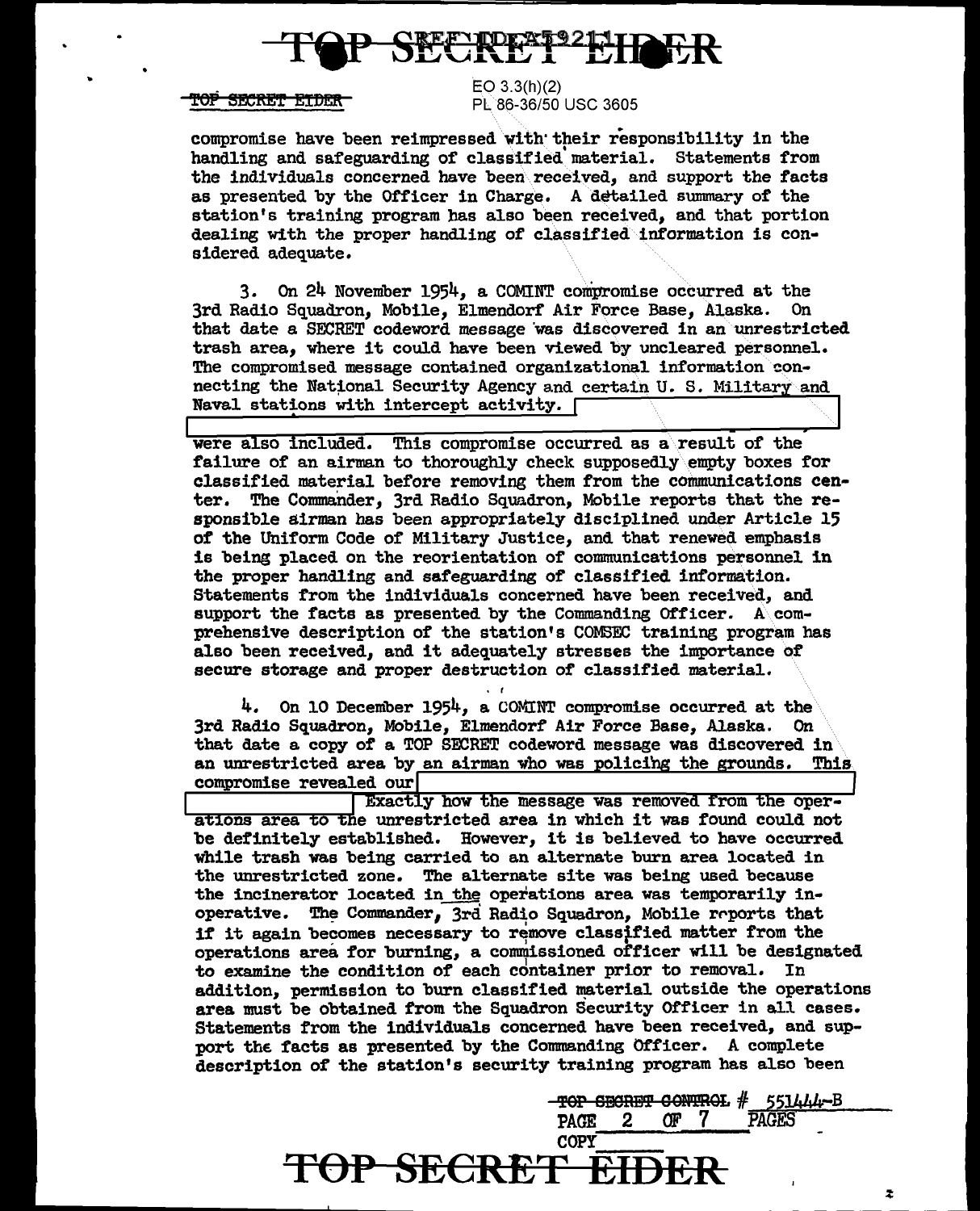EO 3.3(h)(2)
PL 86-36/50 USC 3605

compromise have been reimpressed with their responsibility in the handling and safeguarding of classified material. Statements from the individuals concerned have been received, and support the facts as presented by the Officer in Charge. A detailed summary of the station's training program has also been received, and that portion dealing with the proper handling of classified information is considered adequate.

3. On 24 November 1954, a COMINT compromise occurred at the 3rd Radio Squadron, Mobile, Elmendorf Air Force Base, Alaska. On that date a SECRET codeword message was discovered in an unrestricted trash area, where it could have been viewed by uncleared personnel. The compromised message contained organizational information connecting the National Security Agency and certain U. S. Military and Naval stations with intercept activity. [REDACTED] were also included. This compromise occurred as a result of the failure of an airman to thoroughly check supposedly empty boxes for classified material before removing them from the communications center. The Commander, 3rd Radio Squadron, Mobile reports that the responsible airman has been appropriately disciplined under Article 15 of the Uniform Code of Military Justice, and that renewed emphasis is being placed on the reorientation of communications personnel in the proper handling and safeguarding of classified information. Statements from the individuals concerned have been received, and support the facts as presented by the Commanding Officer. A comprehensive description of the station's COMSEC training program has also been received, and it adequately stresses the importance of secure storage and proper destruction of classified material.

4. On 10 December 1954, a COMINT compromise occurred at the 3rd Radio Squadron, Mobile, Elmendorf Air Force Base, Alaska. On that date a copy of a TOP SECRET codeword message was discovered in an unrestricted area by an airman who was policing the grounds. This compromise revealed our [REDACTED] Exactly how the message was removed from the operations area to the unrestricted area in which it was found could not be definitely established. However, it is believed to have occurred while trash was being carried to an alternate burn area located in the unrestricted zone. The alternate site was being used because the incinerator located in the operations area was temporarily inoperative. The Commander, 3rd Radio Squadron, Mobile reports that if it again becomes necessary to remove classified matter from the operations area for burning, a commissioned officer will be designated to examine the condition of each container prior to removal. In addition, permission to burn classified material outside the operations area must be obtained from the Squadron Security Officer in all cases. Statements from the individuals concerned have been received, and support the facts as presented by the Commanding Officer. A complete description of the station's security training program has also been

TOP SECRET CONTROL # 55144-B
PAGE 2 OF 7 PAGES
COPY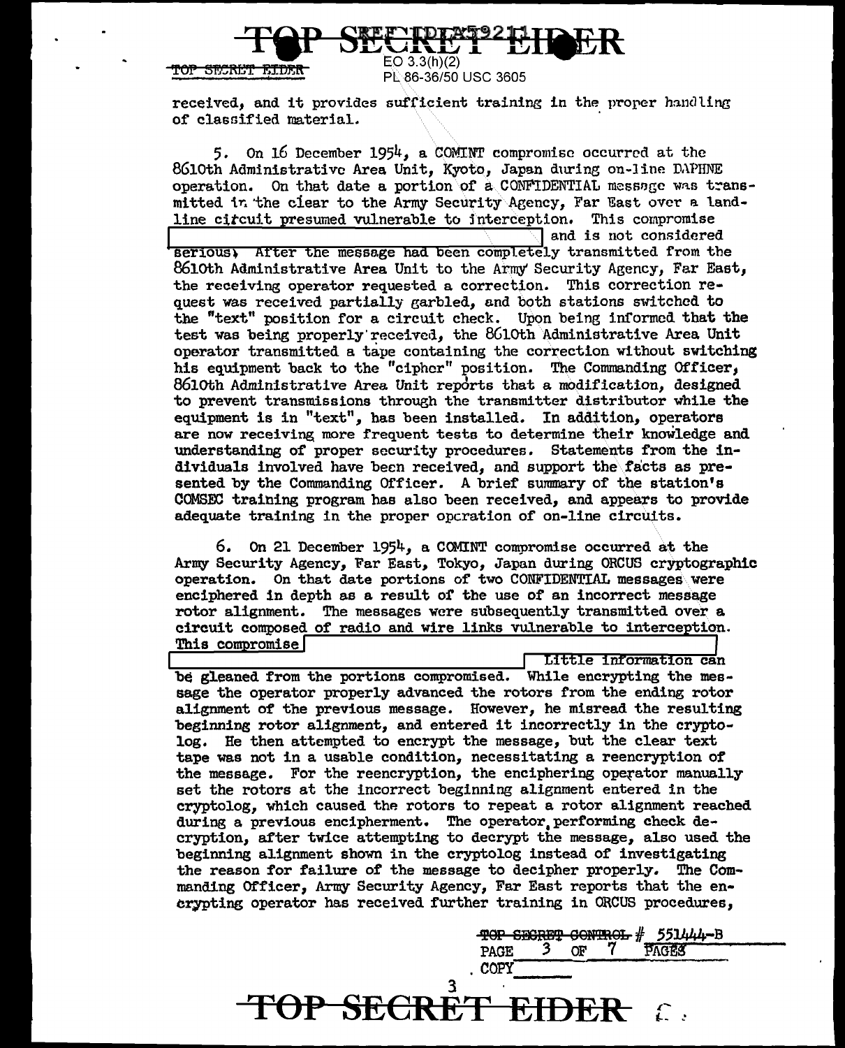received, and it provides sufficient training in the proper handling of classified material.

5. On 16 December 1954, a COMINT compromise occurred at the 8610th Administrative Area Unit, Kyoto, Japan during on-line DAPHNE operation. On that date a portion of a CONFIDENTIAL message was transmitted in the clear to the Army Security Agency, Far East over a landline circuit presumed vulnerable to interception. This compromise [redacted] and is not considered serious. After the message had been completely transmitted from the 8610th Administrative Area Unit to the Army Security Agency, Far East, the receiving operator requested a correction. This correction request was received partially garbled, and both stations switched to the "text" position for a circuit check. Upon being informed that the test was being properly received, the 8610th Administrative Area Unit operator transmitted a tape containing the correction without switching his equipment back to the "cipher" position. The Commanding Officer, 8610th Administrative Area Unit reports that a modification, designed to prevent transmissions through the transmitter distributor while the equipment is in "text", has been installed. In addition, operators are now receiving more frequent tests to determine their knowledge and understanding of proper security procedures. Statements from the individuals involved have been received, and support the facts as presented by the Commanding Officer. A brief summary of the station's COMSEC training program has also been received, and appears to provide adequate training in the proper operation of on-line circuits.

6. On 21 December 1954, a COMINT compromise occurred at the Army Security Agency, Far East, Tokyo, Japan during ORCUS cryptographic operation. On that date portions of two CONFIDENTIAL messages were enciphered in depth as a result of the use of an incorrect message rotor alignment. The messages were subsequently transmitted over a circuit composed of radio and wire links vulnerable to interception. This compromise [redacted] Little information can be gleaned from the portions compromised. While encrypting the message the operator properly advanced the rotors from the ending rotor alignment of the previous message. However, he misread the resulting beginning rotor alignment, and entered it incorrectly in the cryptolog. He then attempted to encrypt the message, but the clear text tape was not in a usable condition, necessitating a reencryption of the message. For the reencryption, the enciphering operator manually set the rotors at the incorrect beginning alignment entered in the cryptolog, which caused the rotors to repeat a rotor alignment reached during a previous encipherment. The operator performing check decryption, after twice attempting to decrypt the message, also used the beginning alignment shown in the cryptolog instead of investigating the reason for failure of the message to decipher properly. The Commanding Officer, Army Security Agency, Far East reports that the encrypting operator has received further training in ORCUS procedures,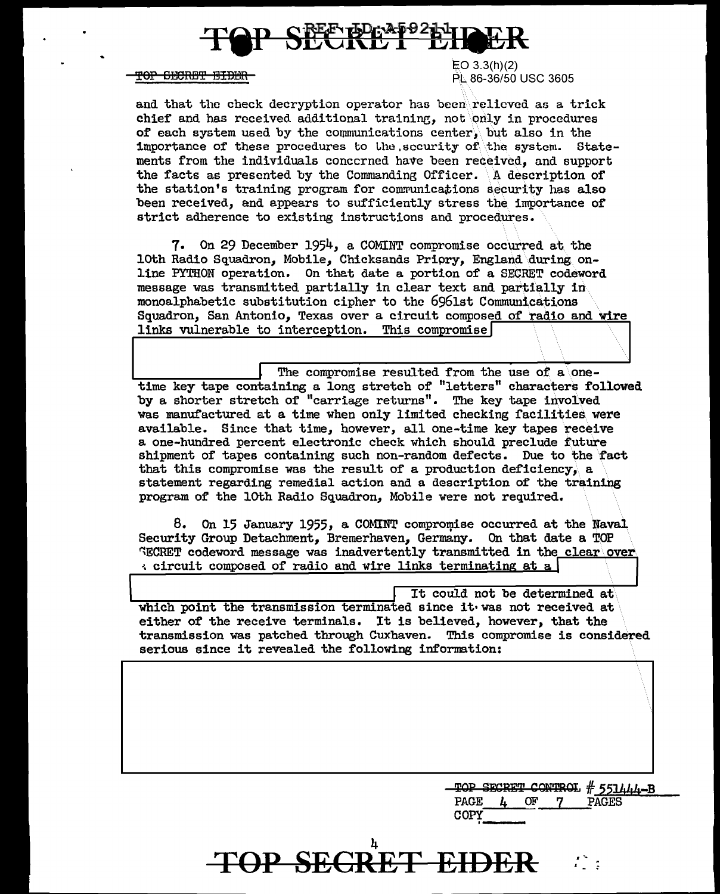EO 3.3(h)(2)
PL 86-36/50 USC 3605

and that the check decryption operator has been relieved as a trick chief and has received additional training, not only in procedures of each system used by the communications center, but also in the importance of these procedures to the security of the system. Statements from the individuals concerned have been received, and support the facts as presented by the Commanding Officer. A description of the station's training program for communications security has also been received, and appears to sufficiently stress the importance of strict adherence to existing instructions and procedures.

7. On 29 December 1954, a COMINT compromise occurred at the 10th Radio Squadron, Mobile, Chicksands Priory, England during on-line PYTHON operation. On that date a portion of a SECRET codeword message was transmitted partially in clear text and partially in monoalphabetic substitution cipher to the 6961st Communications Squadron, San Antonio, Texas over a circuit composed of radio and wire links vulnerable to interception. This compromise [redacted]. The compromise resulted from the use of a one-time key tape containing a long stretch of "letters" characters followed by a shorter stretch of "carriage returns". The key tape involved was manufactured at a time when only limited checking facilities were available. Since that time, however, all one-time key tapes receive a one-hundred percent electronic check which should preclude future shipment of tapes containing such non-random defects. Due to the fact that this compromise was the result of a production deficiency, a statement regarding remedial action and a description of the training program of the 10th Radio Squadron, Mobile were not required.

8. On 15 January 1955, a COMINT compromise occurred at the Naval Security Group Detachment, Bremerhaven, Germany. On that date a TOP SECRET codeword message was inadvertently transmitted in the clear over a circuit composed of radio and wire links terminating at a [redacted]. It could not be determined at which point the transmission terminated since it was not received at either of the receive terminals. It is believed, however, that the transmission was patched through Cuxhaven. This compromise is considered serious since it revealed the following information:

[redacted]

TOP SECRET CONTROL # 551444-B
PAGE 4 OF 7 PAGES
COPY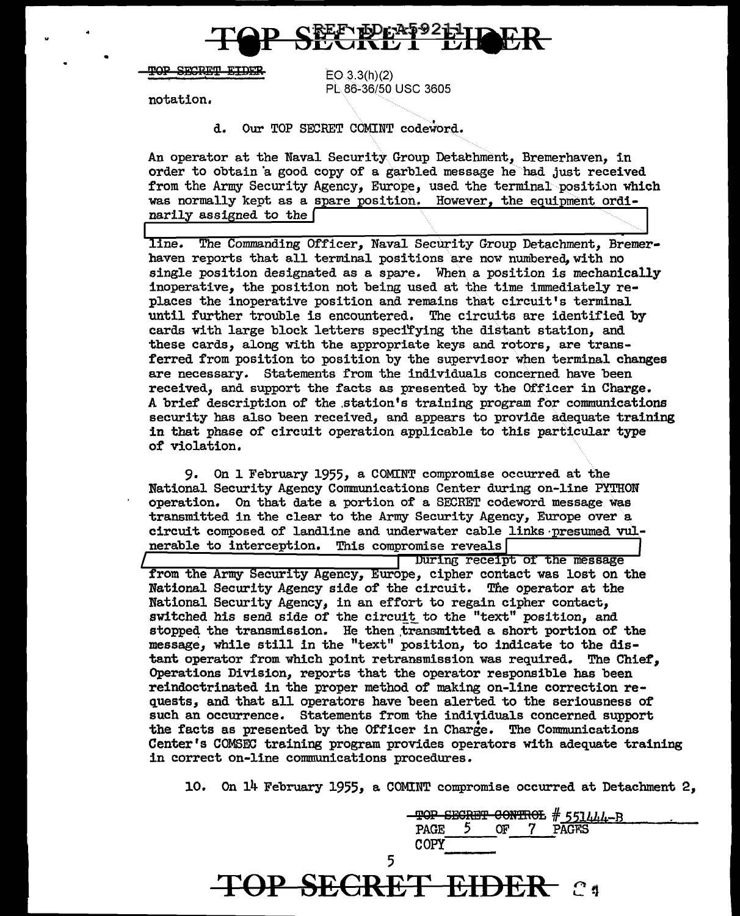TOP SECRET EIDER

EO 3.3(h)(2)
PL 86-36/50 USC 3605

notation.

d. Our TOP SECRET COMINT codeword.

An operator at the Naval Security Group Detachment, Bremerhaven, in order to obtain a good copy of a garbled message he had just received from the Army Security Agency, Europe, used the terminal position which was normally kept as a spare position. However, the equipment ordinarily assigned to the [redacted] line. The Commanding Officer, Naval Security Group Detachment, Bremerhaven reports that all terminal positions are now numbered, with no single position designated as a spare. When a position is mechanically inoperative, the position not being used at the time immediately replaces the inoperative position and remains that circuit's terminal until further trouble is encountered. The circuits are identified by cards with large block letters specifying the distant station, and these cards, along with the appropriate keys and rotors, are transferred from position to position by the supervisor when terminal changes are necessary. Statements from the individuals concerned have been received, and support the facts as presented by the Officer in Charge. A brief description of the station's training program for communications security has also been received, and appears to provide adequate training in that phase of circuit operation applicable to this particular type of violation.

9. On 1 February 1955, a COMINT compromise occurred at the National Security Agency Communications Center during on-line PYTHON operation. On that date a portion of a SECRET codeword message was transmitted in the clear to the Army Security Agency, Europe over a circuit composed of landline and underwater cable links presumed vulnerable to interception. This compromise reveals [redacted] During receipt of the message from the Army Security Agency, Europe, cipher contact was lost on the National Security Agency side of the circuit. The operator at the National Security Agency, in an effort to regain cipher contact, switched his send side of the circuit to the "text" position, and stopped the transmission. He then transmitted a short portion of the message, while still in the "text" position, to indicate to the distant operator from which point retransmission was required. The Chief, Operations Division, reports that the operator responsible has been reindoctrinated in the proper method of making on-line correction requests, and that all operators have been alerted to the seriousness of such an occurrence. Statements from the individuals concerned support the facts as presented by the Officer in Charge. The Communications Center's COMSEC training program provides operators with adequate training in correct on-line communications procedures.

10. On 14 February 1955, a COMINT compromise occurred at Detachment 2,

TOP SECRET CONTROL # 551444-B
PAGE 5 OF 7 PAGES
COPY ______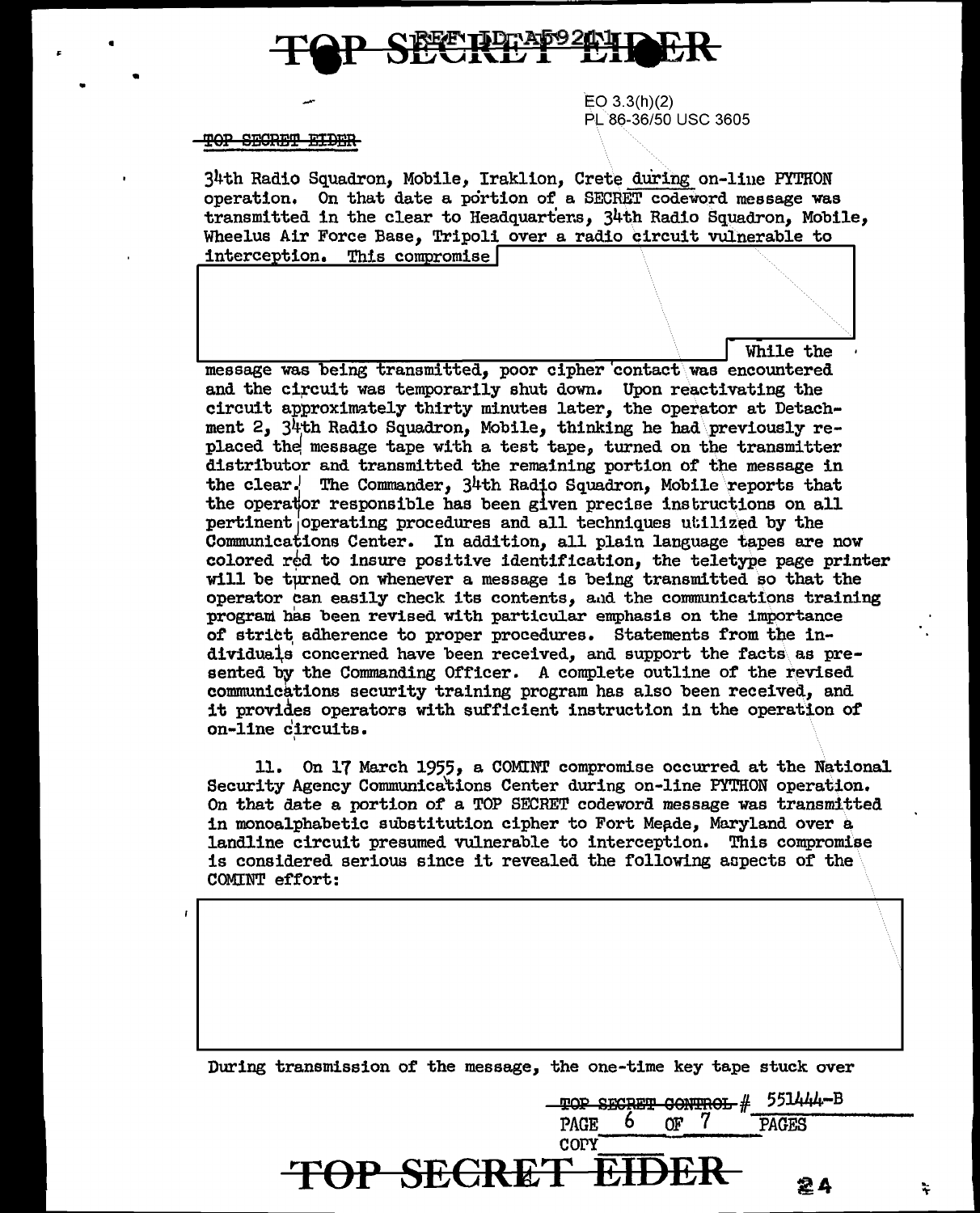EO 3.3(h)(2)
PL 86-36/50 USC 3605

~~TOP SECRET EIDER~~

34th Radio Squadron, Mobile, Iraklion, Crete during on-line PYTHON operation. On that date a portion of a SECRET codeword message was transmitted in the clear to Headquarters, 34th Radio Squadron, Mobile, Wheelus Air Force Base, Tripoli over a radio circuit vulnerable to interception. This compromise [redacted] While the message was being transmitted, poor cipher contact was encountered and the circuit was temporarily shut down. Upon reactivating the circuit approximately thirty minutes later, the operator at Detachment 2, 34th Radio Squadron, Mobile, thinking he had previously replaced the message tape with a test tape, turned on the transmitter distributor and transmitted the remaining portion of the message in the clear. The Commander, 34th Radio Squadron, Mobile reports that the operator responsible has been given precise instructions on all pertinent operating procedures and all techniques utilized by the Communications Center. In addition, all plain language tapes are now colored red to insure positive identification, the teletype page printer will be turned on whenever a message is being transmitted so that the operator can easily check its contents, and the communications training program has been revised with particular emphasis on the importance of strict adherence to proper procedures. Statements from the individuals concerned have been received, and support the facts as presented by the Commanding Officer. A complete outline of the revised communications security training program has also been received, and it provides operators with sufficient instruction in the operation of on-line circuits.

11. On 17 March 1955, a COMINT compromise occurred at the National Security Agency Communications Center during on-line PYTHON operation. On that date a portion of a TOP SECRET codeword message was transmitted in monoalphabetic substitution cipher to Fort Meade, Maryland over a landline circuit presumed vulnerable to interception. This compromise is considered serious since it revealed the following aspects of the COMINT effort:

[redacted]

During transmission of the message, the one-time key tape stuck over

~~TOP SECRET CONTROL~~ # 551444-B
PAGE 6 OF 7 PAGES
COPY

**TOP SECRET EIDER**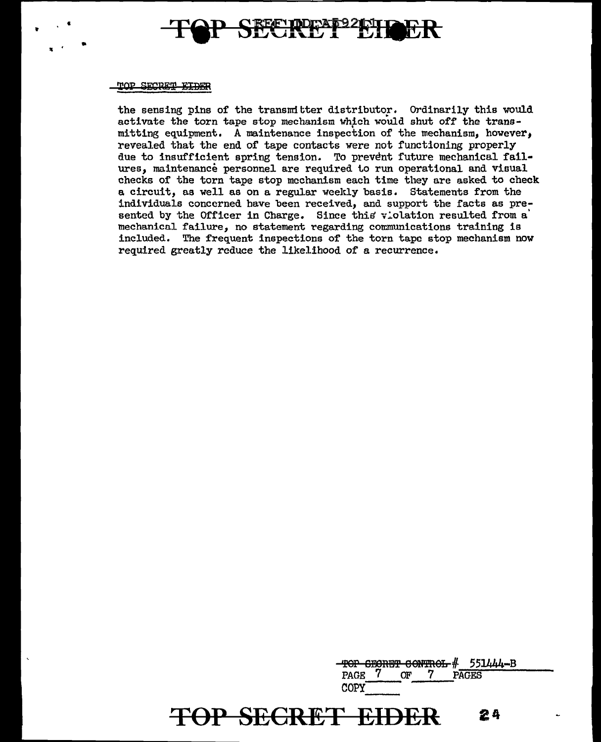the sensing pins of the transmitter distributor. Ordinarily this would activate the torn tape stop mechanism which would shut off the transmitting equipment. A maintenance inspection of the mechanism, however, revealed that the end of tape contacts were not functioning properly due to insufficient spring tension. To prevent future mechanical failures, maintenance personnel are required to run operational and visual checks of the torn tape stop mechanism each time they are asked to check a circuit, as well as on a regular weekly basis. Statements from the individuals concerned have been received, and support the facts as presented by the Officer in Charge. Since this violation resulted from a mechanical failure, no statement regarding communications training is included. The frequent inspections of the torn tape stop mechanism now required greatly reduce the likelihood of a recurrence.

TOP SECRET CONTROL # 551444-B
PAGE 7 OF 7 PAGES
COPY